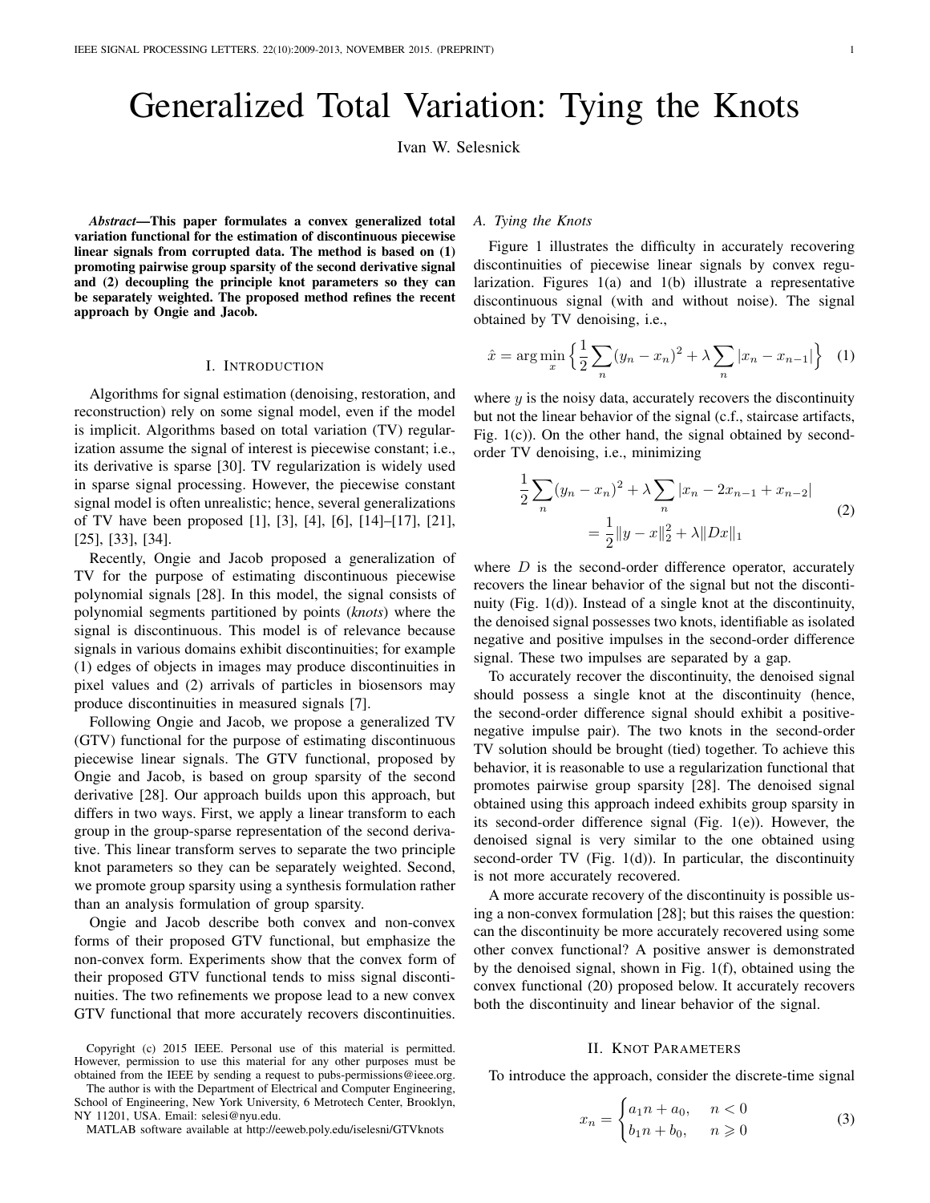# Generalized Total Variation: Tying the Knots

Ivan W. Selesnick

***Abstract*—This paper formulates a convex generalized total variation functional for the estimation of discontinuous piecewise linear signals from corrupted data. The method is based on (1) promoting pairwise group sparsity of the second derivative signal and (2) decoupling the principle knot parameters so they can be separately weighted. The proposed method refines the recent approach by Ongie and Jacob.**

## I. Introduction

Algorithms for signal estimation (denoising, restoration, and reconstruction) rely on some signal model, even if the model is implicit. Algorithms based on total variation (TV) regularization assume the signal of interest is piecewise constant; i.e., its derivative is sparse [30]. TV regularization is widely used in sparse signal processing. However, the piecewise constant signal model is often unrealistic; hence, several generalizations of TV have been proposed [1], [3], [4], [6], [14]–[17], [21], [25], [33], [34].

Recently, Ongie and Jacob proposed a generalization of TV for the purpose of estimating discontinuous piecewise polynomial signals [28]. In this model, the signal consists of polynomial segments partitioned by points (*knots*) where the signal is discontinuous. This model is of relevance because signals in various domains exhibit discontinuities; for example (1) edges of objects in images may produce discontinuities in pixel values and (2) arrivals of particles in biosensors may produce discontinuities in measured signals [7].

Following Ongie and Jacob, we propose a generalized TV (GTV) functional for the purpose of estimating discontinuous piecewise linear signals. The GTV functional, proposed by Ongie and Jacob, is based on group sparsity of the second derivative [28]. Our approach builds upon this approach, but differs in two ways. First, we apply a linear transform to each group in the group-sparse representation of the second derivative. This linear transform serves to separate the two principle knot parameters so they can be separately weighted. Second, we promote group sparsity using a synthesis formulation rather than an analysis formulation of group sparsity.

Ongie and Jacob describe both convex and non-convex forms of their proposed GTV functional, but emphasize the non-convex form. Experiments show that the convex form of their proposed GTV functional tends to miss signal discontinuities. The two refinements we propose lead to a new convex GTV functional that more accurately recovers discontinuities.

Copyright (c) 2015 IEEE. Personal use of this material is permitted. However, permission to use this material for any other purposes must be obtained from the IEEE by sending a request to pubs-permissions@ieee.org.

The author is with the Department of Electrical and Computer Engineering, School of Engineering, New York University, 6 Metrotech Center, Brooklyn, NY 11201, USA. Email: selesi@nyu.edu.

MATLAB software available at http://eeweb.poly.edu/iselesni/GTVknots

### A. Tying the Knots

Figure 1 illustrates the difficulty in accurately recovering discontinuities of piecewise linear signals by convex regularization. Figures 1(a) and 1(b) illustrate a representative discontinuous signal (with and without noise). The signal obtained by TV denoising, i.e.,

$$\hat{x} = \arg\min_{x} \Big\{ \frac{1}{2} \sum_{n} (y_n - x_n)^2 + \lambda \sum_{n} |x_n - x_{n-1}| \Big\} \quad (1)$$

where $y$ is the noisy data, accurately recovers the discontinuity but not the linear behavior of the signal (c.f., staircase artifacts, Fig. 1(c)). On the other hand, the signal obtained by second-order TV denoising, i.e., minimizing

$$\begin{aligned} \frac{1}{2} \sum_{n} (y_n - x_n)^2 &+ \lambda \sum_{n} |x_n - 2x_{n-1} + x_{n-2}| \\ &= \frac{1}{2} \|y - x\|_2^2 + \lambda \|Dx\|_1 \end{aligned} \quad (2)$$

where $D$ is the second-order difference operator, accurately recovers the linear behavior of the signal but not the discontinuity (Fig. 1(d)). Instead of a single knot at the discontinuity, the denoised signal possesses two knots, identifiable as isolated negative and positive impulses in the second-order difference signal. These two impulses are separated by a gap.

To accurately recover the discontinuity, the denoised signal should possess a single knot at the discontinuity (hence, the second-order difference signal should exhibit a positive-negative impulse pair). The two knots in the second-order TV solution should be brought (tied) together. To achieve this behavior, it is reasonable to use a regularization functional that promotes pairwise group sparsity [28]. The denoised signal obtained using this approach indeed exhibits group sparsity in its second-order difference signal (Fig. 1(e)). However, the denoised signal is very similar to the one obtained using second-order TV (Fig. 1(d)). In particular, the discontinuity is not more accurately recovered.

A more accurate recovery of the discontinuity is possible using a non-convex formulation [28]; but this raises the question: can the discontinuity be more accurately recovered using some other convex functional? A positive answer is demonstrated by the denoised signal, shown in Fig. 1(f), obtained using the convex functional (20) proposed below. It accurately recovers both the discontinuity and linear behavior of the signal.

## II. Knot Parameters

To introduce the approach, consider the discrete-time signal

$$x_n = \begin{cases} a_1 n + a_0, & n < 0 \\ b_1 n + b_0, & n \geqslant 0 \end{cases} \quad (3)$$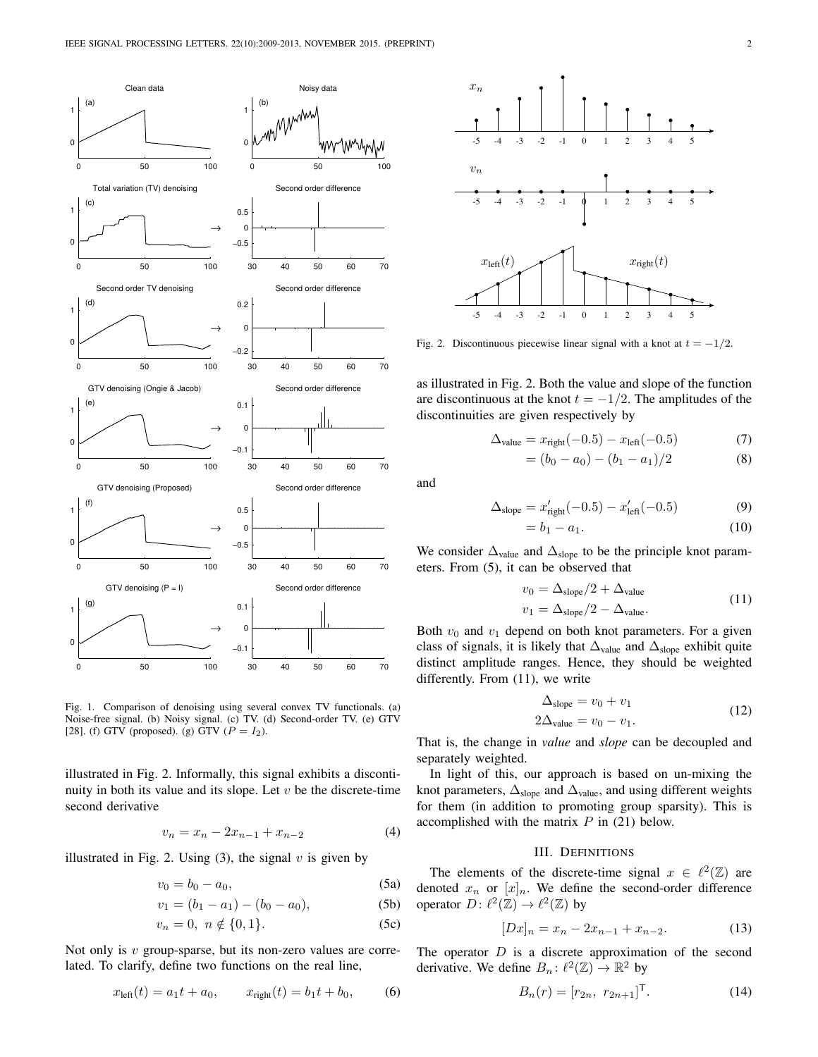Fig. 1. Comparison of denoising using several convex TV functionals. (a) Noise-free signal. (b) Noisy signal. (c) TV. (d) Second-order TV. (e) GTV [28]. (f) GTV (proposed). (g) GTV ($P = I_2$).

illustrated in Fig. 2. Informally, this signal exhibits a discontinuity in both its value and its slope. Let $v$ be the discrete-time second derivative

$$v_n = x_n - 2x_{n-1} + x_{n-2} \tag{4}$$

illustrated in Fig. 2. Using (3), the signal $v$ is given by

$$v_0 = b_0 - a_0, \tag{5a}$$

$$v_1 = (b_1 - a_1) - (b_0 - a_0), \tag{5b}$$

$$v_n = 0, \ n \notin \{0, 1\}. \tag{5c}$$

Not only is $v$ group-sparse, but its non-zero values are correlated. To clarify, define two functions on the real line,

$$x_{\text{left}}(t) = a_1 t + a_0, \qquad x_{\text{right}}(t) = b_1 t + b_0, \tag{6}$$

Fig. 2. Discontinuous piecewise linear signal with a knot at $t = -1/2$.

as illustrated in Fig. 2. Both the value and slope of the function are discontinuous at the knot $t = -1/2$. The amplitudes of the discontinuities are given respectively by

$$\Delta_{\text{value}} = x_{\text{right}}(-0.5) - x_{\text{left}}(-0.5) \tag{7}$$

$$= (b_0 - a_0) - (b_1 - a_1)/2 \tag{8}$$

and

$$\Delta_{\text{slope}} = x'_{\text{right}}(-0.5) - x'_{\text{left}}(-0.5) \tag{9}$$

$$= b_1 - a_1. \tag{10}$$

We consider $\Delta_{\text{value}}$ and $\Delta_{\text{slope}}$ to be the principle knot parameters. From (5), it can be observed that

$$\begin{aligned} v_0 &= \Delta_{\text{slope}}/2 + \Delta_{\text{value}} \\ v_1 &= \Delta_{\text{slope}}/2 - \Delta_{\text{value}}. \end{aligned} \tag{11}$$

Both $v_0$ and $v_1$ depend on both knot parameters. For a given class of signals, it is likely that $\Delta_{\text{value}}$ and $\Delta_{\text{slope}}$ exhibit quite distinct amplitude ranges. Hence, they should be weighted differently. From (11), we write

$$\begin{aligned} \Delta_{\text{slope}} &= v_0 + v_1 \\ 2\Delta_{\text{value}} &= v_0 - v_1. \end{aligned} \tag{12}$$

That is, the change in *value* and *slope* can be decoupled and separately weighted.

In light of this, our approach is based on un-mixing the knot parameters, $\Delta_{\text{slope}}$ and $\Delta_{\text{value}}$, and using different weights for them (in addition to promoting group sparsity). This is accomplished with the matrix $P$ in (21) below.

## III. Definitions

The elements of the discrete-time signal $x \in \ell^2(\mathbb{Z})$ are denoted $x_n$ or $[x]_n$. We define the second-order difference operator $D \colon \ell^2(\mathbb{Z}) \to \ell^2(\mathbb{Z})$ by

$$[Dx]_n = x_n - 2x_{n-1} + x_{n-2}. \tag{13}$$

The operator $D$ is a discrete approximation of the second derivative. We define $B_n \colon \ell^2(\mathbb{Z}) \to \mathbb{R}^2$ by

$$B_n(r) = [r_{2n}, \ r_{2n+1}]^{\mathsf{T}}. \tag{14}$$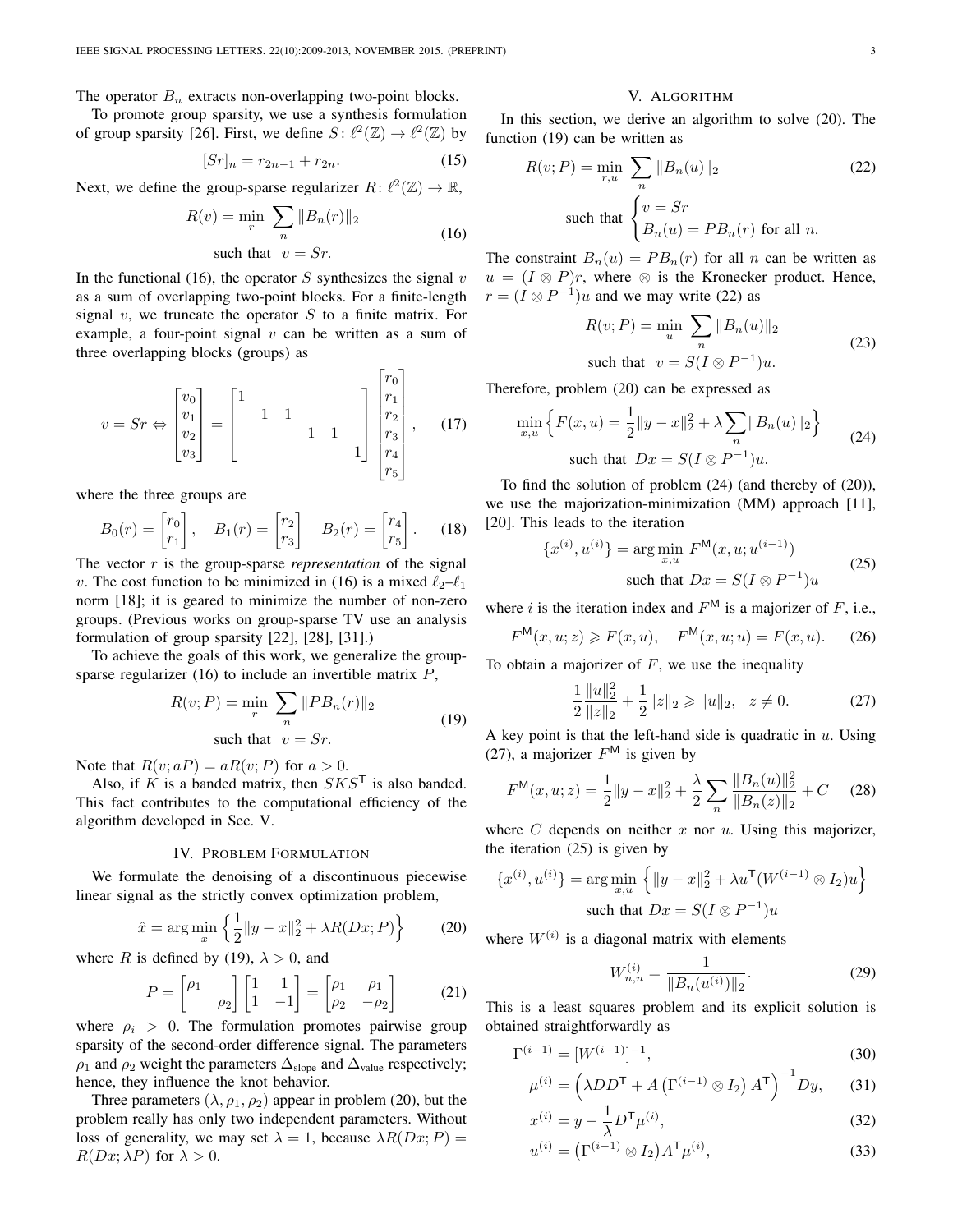The operator $B_n$ extracts non-overlapping two-point blocks.

To promote group sparsity, we use a synthesis formulation of group sparsity [26]. First, we define $S\colon \ell^2(\mathbb{Z}) \to \ell^2(\mathbb{Z})$ by

$$[Sr]_n = r_{2n-1} + r_{2n}. \tag{15}$$

Next, we define the group-sparse regularizer $R\colon \ell^2(\mathbb{Z}) \to \mathbb{R}$,

$$R(v) = \min_{r} \; \sum_n \|B_n(r)\|_2 \quad \text{such that} \quad v = Sr. \tag{16}$$

In the functional (16), the operator $S$ synthesizes the signal $v$ as a sum of overlapping two-point blocks. For a finite-length signal $v$, we truncate the operator $S$ to a finite matrix. For example, a four-point signal $v$ can be written as a sum of three overlapping blocks (groups) as

$$v = Sr \Leftrightarrow \begin{bmatrix} v_0 \\ v_1 \\ v_2 \\ v_3 \end{bmatrix} = \begin{bmatrix} 1 & & & & & \\ & 1 & 1 & & & \\ & & & 1 & 1 & \\ & & & & & 1 \end{bmatrix} \begin{bmatrix} r_0 \\ r_1 \\ r_2 \\ r_3 \\ r_4 \\ r_5 \end{bmatrix}, \tag{17}$$

where the three groups are

$$B_0(r) = \begin{bmatrix} r_0 \\ r_1 \end{bmatrix}, \quad B_1(r) = \begin{bmatrix} r_2 \\ r_3 \end{bmatrix} \quad B_2(r) = \begin{bmatrix} r_4 \\ r_5 \end{bmatrix}. \tag{18}$$

The vector $r$ is the group-sparse *representation* of the signal $v$. The cost function to be minimized in (16) is a mixed $\ell_2$–$\ell_1$ norm [18]; it is geared to minimize the number of non-zero groups. (Previous works on group-sparse TV use an analysis formulation of group sparsity [22], [28], [31].)

To achieve the goals of this work, we generalize the group-sparse regularizer (16) to include an invertible matrix $P$,

$$R(v; P) = \min_{r} \; \sum_n \|PB_n(r)\|_2 \quad \text{such that} \quad v = Sr. \tag{19}$$

Note that $R(v; aP) = aR(v; P)$ for $a > 0$.

Also, if $K$ is a banded matrix, then $SKS^{\mathsf{T}}$ is also banded. This fact contributes to the computational efficiency of the algorithm developed in Sec. V.

## IV. Problem Formulation

We formulate the denoising of a discontinuous piecewise linear signal as the strictly convex optimization problem,

$$\hat{x} = \arg\min_x \left\{ \frac{1}{2}\|y - x\|_2^2 + \lambda R(Dx; P) \right\} \tag{20}$$

where $R$ is defined by (19), $\lambda > 0$, and

$$P = \begin{bmatrix} \rho_1 & \\ & \rho_2 \end{bmatrix} \begin{bmatrix} 1 & 1 \\ 1 & -1 \end{bmatrix} = \begin{bmatrix} \rho_1 & \rho_1 \\ \rho_2 & -\rho_2 \end{bmatrix} \tag{21}$$

where $\rho_i > 0$. The formulation promotes pairwise group sparsity of the second-order difference signal. The parameters $\rho_1$ and $\rho_2$ weight the parameters $\Delta_{\text{slope}}$ and $\Delta_{\text{value}}$ respectively; hence, they influence the knot behavior.

Three parameters $(\lambda, \rho_1, \rho_2)$ appear in problem (20), but the problem really has only two independent parameters. Without loss of generality, we may set $\lambda = 1$, because $\lambda R(Dx; P) = R(Dx; \lambda P)$ for $\lambda > 0$.

## V. Algorithm

In this section, we derive an algorithm to solve (20). The function (19) can be written as

$$R(v; P) = \min_{r,u} \; \sum_n \|B_n(u)\|_2 \quad \text{such that} \; \begin{cases} v = Sr \\ B_n(u) = PB_n(r) \text{ for all } n. \end{cases} \tag{22}$$

The constraint $B_n(u) = PB_n(r)$ for all $n$ can be written as $u = (I \otimes P)r$, where $\otimes$ is the Kronecker product. Hence, $r = (I \otimes P^{-1})u$ and we may write (22) as

$$R(v; P) = \min_{u} \; \sum_n \|B_n(u)\|_2 \quad \text{such that} \quad v = S(I \otimes P^{-1})u. \tag{23}$$

Therefore, problem (20) can be expressed as

$$\min_{x,u} \left\{ F(x, u) = \frac{1}{2}\|y - x\|_2^2 + \lambda \sum_n \|B_n(u)\|_2 \right\} \quad \text{such that} \; Dx = S(I \otimes P^{-1})u. \tag{24}$$

To find the solution of problem (24) (and thereby of (20)), we use the majorization-minimization (MM) approach [11], [20]. This leads to the iteration

$$\{x^{(i)}, u^{(i)}\} = \arg\min_{x,u} \; F^{\mathsf{M}}(x, u; u^{(i-1)}) \quad \text{such that} \; Dx = S(I \otimes P^{-1})u \tag{25}$$

where $i$ is the iteration index and $F^{\mathsf{M}}$ is a majorizer of $F$, i.e.,

$$F^{\mathsf{M}}(x, u; z) \geqslant F(x, u), \quad F^{\mathsf{M}}(x, u; u) = F(x, u). \tag{26}$$

To obtain a majorizer of $F$, we use the inequality

$$\frac{1}{2}\frac{\|u\|_2^2}{\|z\|_2} + \frac{1}{2}\|z\|_2 \geqslant \|u\|_2, \quad z \neq 0. \tag{27}$$

A key point is that the left-hand side is quadratic in $u$. Using (27), a majorizer $F^{\mathsf{M}}$ is given by

$$F^{\mathsf{M}}(x, u; z) = \frac{1}{2}\|y - x\|_2^2 + \frac{\lambda}{2}\sum_n \frac{\|B_n(u)\|_2^2}{\|B_n(z)\|_2} + C \tag{28}$$

where $C$ depends on neither $x$ nor $u$. Using this majorizer, the iteration (25) is given by

$$\{x^{(i)}, u^{(i)}\} = \arg\min_{x,u} \left\{ \|y - x\|_2^2 + \lambda u^{\mathsf{T}}(W^{(i-1)} \otimes I_2)u \right\} \quad \text{such that} \; Dx = S(I \otimes P^{-1})u$$

where $W^{(i)}$ is a diagonal matrix with elements

$$W_{n,n}^{(i)} = \frac{1}{\|B_n(u^{(i)})\|_2}. \tag{29}$$

This is a least squares problem and its explicit solution is obtained straightforwardly as

$$\Gamma^{(i-1)} = [W^{(i-1)}]^{-1}, \tag{30}$$

$$\mu^{(i)} = \left(\lambda DD^{\mathsf{T}} + A\left(\Gamma^{(i-1)} \otimes I_2\right)A^{\mathsf{T}}\right)^{-1} Dy, \tag{31}$$

$$x^{(i)} = y - \frac{1}{\lambda}D^{\mathsf{T}}\mu^{(i)}, \tag{32}$$

$$u^{(i)} = \left(\Gamma^{(i-1)} \otimes I_2\right)A^{\mathsf{T}}\mu^{(i)}, \tag{33}$$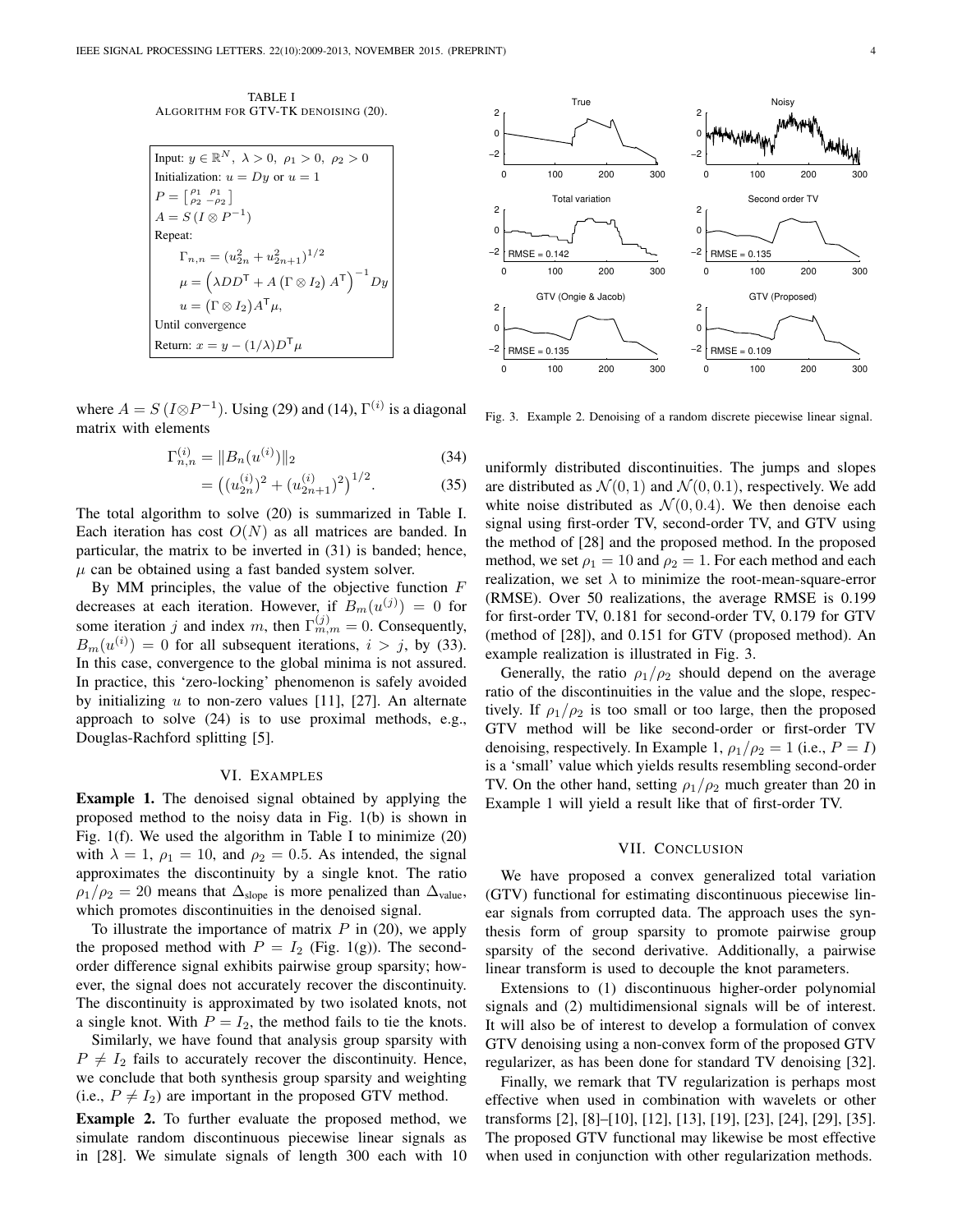TABLE I
ALGORITHM FOR GTV-TK DENOISING (20).

```
Input: y ∈ R^N, λ > 0, ρ1 > 0, ρ2 > 0
Initialization: u = Dy or u = 1
P = [ρ1 ρ1; ρ2 −ρ2]
A = S (I ⊗ P^{-1})
Repeat:
    Γ_{n,n} = (u_{2n}^2 + u_{2n+1}^2)^{1/2}
    μ = (λDD^T + A (Γ ⊗ I_2) A^T)^{-1} Dy
    u = (Γ ⊗ I_2) A^T μ,
Until convergence
Return: x = y − (1/λ) D^T μ
```

where $A = S\,(I \otimes P^{-1})$. Using (29) and (14), $\Gamma^{(i)}$ is a diagonal matrix with elements

$$\Gamma^{(i)}_{n,n} = \|B_n(u^{(i)})\|_2 \tag{34}$$

$$= \big((u^{(i)}_{2n})^2 + (u^{(i)}_{2n+1})^2\big)^{1/2}. \tag{35}$$

The total algorithm to solve (20) is summarized in Table I. Each iteration has cost $O(N)$ as all matrices are banded. In particular, the matrix to be inverted in (31) is banded; hence, $\mu$ can be obtained using a fast banded system solver.

By MM principles, the value of the objective function $F$ decreases at each iteration. However, if $B_m(u^{(j)}) = 0$ for some iteration $j$ and index $m$, then $\Gamma^{(j)}_{m,m} = 0$. Consequently, $B_m(u^{(i)}) = 0$ for all subsequent iterations, $i > j$, by (33). In this case, convergence to the global minima is not assured. In practice, this 'zero-locking' phenomenon is safely avoided by initializing $u$ to non-zero values [11], [27]. An alternate approach to solve (24) is to use proximal methods, e.g., Douglas-Rachford splitting [5].

## VI. Examples

**Example 1.** The denoised signal obtained by applying the proposed method to the noisy data in Fig. 1(b) is shown in Fig. 1(f). We used the algorithm in Table I to minimize (20) with $\lambda = 1$, $\rho_1 = 10$, and $\rho_2 = 0.5$. As intended, the signal approximates the discontinuity by a single knot. The ratio $\rho_1/\rho_2 = 20$ means that $\Delta_{\text{slope}}$ is more penalized than $\Delta_{\text{value}}$, which promotes discontinuities in the denoised signal.

To illustrate the importance of matrix $P$ in (20), we apply the proposed method with $P = I_2$ (Fig. 1(g)). The second-order difference signal exhibits pairwise group sparsity; however, the signal does not accurately recover the discontinuity. The discontinuity is approximated by two isolated knots, not a single knot. With $P = I_2$, the method fails to tie the knots.

Similarly, we have found that analysis group sparsity with $P \neq I_2$ fails to accurately recover the discontinuity. Hence, we conclude that both synthesis group sparsity and weighting (i.e., $P \neq I_2$) are important in the proposed GTV method.

**Example 2.** To further evaluate the proposed method, we simulate random discontinuous piecewise linear signals as in [28]. We simulate signals of length 300 each with 10 uniformly distributed discontinuities. The jumps and slopes are distributed as $\mathcal{N}(0, 1)$ and $\mathcal{N}(0, 0.1)$, respectively. We add white noise distributed as $\mathcal{N}(0, 0.4)$. We then denoise each signal using first-order TV, second-order TV, and GTV using the method of [28] and the proposed method. In the proposed method, we set $\rho_1 = 10$ and $\rho_2 = 1$. For each method and each realization, we set $\lambda$ to minimize the root-mean-square-error (RMSE). Over 50 realizations, the average RMSE is 0.199 for first-order TV, 0.181 for second-order TV, 0.179 for GTV (method of [28]), and 0.151 for GTV (proposed method). An example realization is illustrated in Fig. 3.

Fig. 3. Example 2. Denoising of a random discrete piecewise linear signal.

Generally, the ratio $\rho_1/\rho_2$ should depend on the average ratio of the discontinuities in the value and the slope, respectively. If $\rho_1/\rho_2$ is too small or too large, then the proposed GTV method will be like second-order or first-order TV denoising, respectively. In Example 1, $\rho_1/\rho_2 = 1$ (i.e., $P = I$) is a 'small' value which yields results resembling second-order TV. On the other hand, setting $\rho_1/\rho_2$ much greater than 20 in Example 1 will yield a result like that of first-order TV.

## VII. Conclusion

We have proposed a convex generalized total variation (GTV) functional for estimating discontinuous piecewise linear signals from corrupted data. The approach uses the synthesis form of group sparsity to promote pairwise group sparsity of the second derivative. Additionally, a pairwise linear transform is used to decouple the knot parameters.

Extensions to (1) discontinuous higher-order polynomial signals and (2) multidimensional signals will be of interest. It will also be of interest to develop a formulation of convex GTV denoising using a non-convex form of the proposed GTV regularizer, as has been done for standard TV denoising [32].

Finally, we remark that TV regularization is perhaps most effective when used in combination with wavelets or other transforms [2], [8]–[10], [12], [13], [19], [23], [24], [29], [35]. The proposed GTV functional may likewise be most effective when used in conjunction with other regularization methods.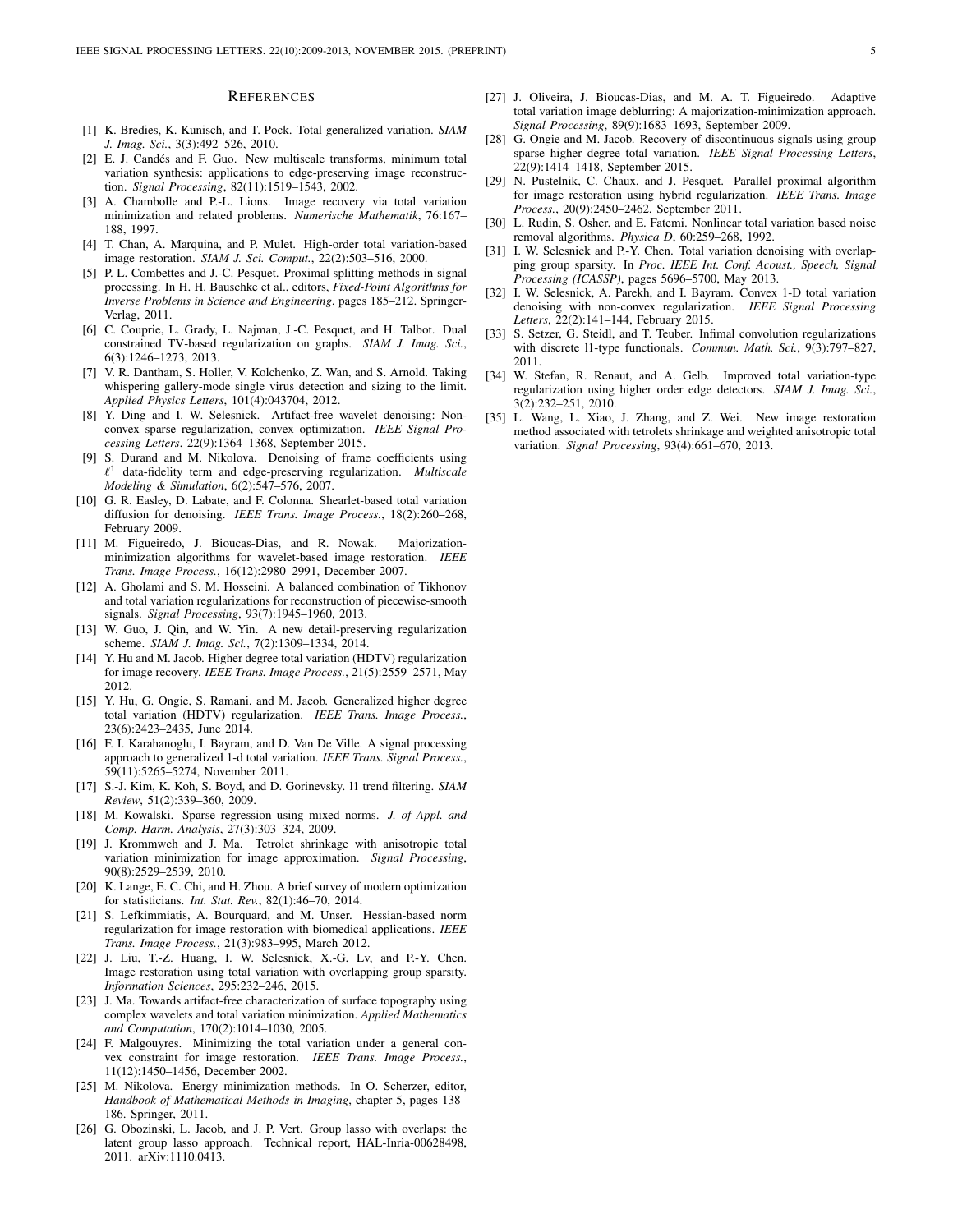# References

[1] K. Bredies, K. Kunisch, and T. Pock. Total generalized variation. *SIAM J. Imag. Sci.*, 3(3):492–526, 2010.

[2] E. J. Candès and F. Guo. New multiscale transforms, minimum total variation synthesis: applications to edge-preserving image reconstruction. *Signal Processing*, 82(11):1519–1543, 2002.

[3] A. Chambolle and P.-L. Lions. Image recovery via total variation minimization and related problems. *Numerische Mathematik*, 76:167–188, 1997.

[4] T. Chan, A. Marquina, and P. Mulet. High-order total variation-based image restoration. *SIAM J. Sci. Comput.*, 22(2):503–516, 2000.

[5] P. L. Combettes and J.-C. Pesquet. Proximal splitting methods in signal processing. In H. H. Bauschke et al., editors, *Fixed-Point Algorithms for Inverse Problems in Science and Engineering*, pages 185–212. Springer-Verlag, 2011.

[6] C. Couprie, L. Grady, L. Najman, J.-C. Pesquet, and H. Talbot. Dual constrained TV-based regularization on graphs. *SIAM J. Imag. Sci.*, 6(3):1246–1273, 2013.

[7] V. R. Dantham, S. Holler, V. Kolchenko, Z. Wan, and S. Arnold. Taking whispering gallery-mode single virus detection and sizing to the limit. *Applied Physics Letters*, 101(4):043704, 2012.

[8] Y. Ding and I. W. Selesnick. Artifact-free wavelet denoising: Non-convex sparse regularization, convex optimization. *IEEE Signal Processing Letters*, 22(9):1364–1368, September 2015.

[9] S. Durand and M. Nikolova. Denoising of frame coefficients using $\ell^1$ data-fidelity term and edge-preserving regularization. *Multiscale Modeling & Simulation*, 6(2):547–576, 2007.

[10] G. R. Easley, D. Labate, and F. Colonna. Shearlet-based total variation diffusion for denoising. *IEEE Trans. Image Process.*, 18(2):260–268, February 2009.

[11] M. Figueiredo, J. Bioucas-Dias, and R. Nowak. Majorization-minimization algorithms for wavelet-based image restoration. *IEEE Trans. Image Process.*, 16(12):2980–2991, December 2007.

[12] A. Gholami and S. M. Hosseini. A balanced combination of Tikhonov and total variation regularizations for reconstruction of piecewise-smooth signals. *Signal Processing*, 93(7):1945–1960, 2013.

[13] W. Guo, J. Qin, and W. Yin. A new detail-preserving regularization scheme. *SIAM J. Imag. Sci.*, 7(2):1309–1334, 2014.

[14] Y. Hu and M. Jacob. Higher degree total variation (HDTV) regularization for image recovery. *IEEE Trans. Image Process.*, 21(5):2559–2571, May 2012.

[15] Y. Hu, G. Ongie, S. Ramani, and M. Jacob. Generalized higher degree total variation (HDTV) regularization. *IEEE Trans. Image Process.*, 23(6):2423–2435, June 2014.

[16] F. I. Karahanoglu, I. Bayram, and D. Van De Ville. A signal processing approach to generalized 1-d total variation. *IEEE Trans. Signal Process.*, 59(11):5265–5274, November 2011.

[17] S.-J. Kim, K. Koh, S. Boyd, and D. Gorinevsky. l1 trend filtering. *SIAM Review*, 51(2):339–360, 2009.

[18] M. Kowalski. Sparse regression using mixed norms. *J. of Appl. and Comp. Harm. Analysis*, 27(3):303–324, 2009.

[19] J. Krommweh and J. Ma. Tetrolet shrinkage with anisotropic total variation minimization for image approximation. *Signal Processing*, 90(8):2529–2539, 2010.

[20] K. Lange, E. C. Chi, and H. Zhou. A brief survey of modern optimization for statisticians. *Int. Stat. Rev.*, 82(1):46–70, 2014.

[21] S. Lefkimmiatis, A. Bourquard, and M. Unser. Hessian-based norm regularization for image restoration with biomedical applications. *IEEE Trans. Image Process.*, 21(3):983–995, March 2012.

[22] J. Liu, T.-Z. Huang, I. W. Selesnick, X.-G. Lv, and P.-Y. Chen. Image restoration using total variation with overlapping group sparsity. *Information Sciences*, 295:232–246, 2015.

[23] J. Ma. Towards artifact-free characterization of surface topography using complex wavelets and total variation minimization. *Applied Mathematics and Computation*, 170(2):1014–1030, 2005.

[24] F. Malgouyres. Minimizing the total variation under a general convex constraint for image restoration. *IEEE Trans. Image Process.*, 11(12):1450–1456, December 2002.

[25] M. Nikolova. Energy minimization methods. In O. Scherzer, editor, *Handbook of Mathematical Methods in Imaging*, chapter 5, pages 138–186. Springer, 2011.

[26] G. Obozinski, L. Jacob, and J. P. Vert. Group lasso with overlaps: the latent group lasso approach. Technical report, HAL-Inria-00628498, 2011. arXiv:1110.0413.

[27] J. Oliveira, J. Bioucas-Dias, and M. A. T. Figueiredo. Adaptive total variation image deblurring: A majorization-minimization approach. *Signal Processing*, 89(9):1683–1693, September 2009.

[28] G. Ongie and M. Jacob. Recovery of discontinuous signals using group sparse higher degree total variation. *IEEE Signal Processing Letters*, 22(9):1414–1418, September 2015.

[29] N. Pustelnik, C. Chaux, and J. Pesquet. Parallel proximal algorithm for image restoration using hybrid regularization. *IEEE Trans. Image Process.*, 20(9):2450–2462, September 2011.

[30] L. Rudin, S. Osher, and E. Fatemi. Nonlinear total variation based noise removal algorithms. *Physica D*, 60:259–268, 1992.

[31] I. W. Selesnick and P.-Y. Chen. Total variation denoising with overlapping group sparsity. In *Proc. IEEE Int. Conf. Acoust., Speech, Signal Processing (ICASSP)*, pages 5696–5700, May 2013.

[32] I. W. Selesnick, A. Parekh, and I. Bayram. Convex 1-D total variation denoising with non-convex regularization. *IEEE Signal Processing Letters*, 22(2):141–144, February 2015.

[33] S. Setzer, G. Steidl, and T. Teuber. Infimal convolution regularizations with discrete l1-type functionals. *Commun. Math. Sci.*, 9(3):797–827, 2011.

[34] W. Stefan, R. Renaut, and A. Gelb. Improved total variation-type regularization using higher order edge detectors. *SIAM J. Imag. Sci.*, 3(2):232–251, 2010.

[35] L. Wang, L. Xiao, J. Zhang, and Z. Wei. New image restoration method associated with tetrolets shrinkage and weighted anisotropic total variation. *Signal Processing*, 93(4):661–670, 2013.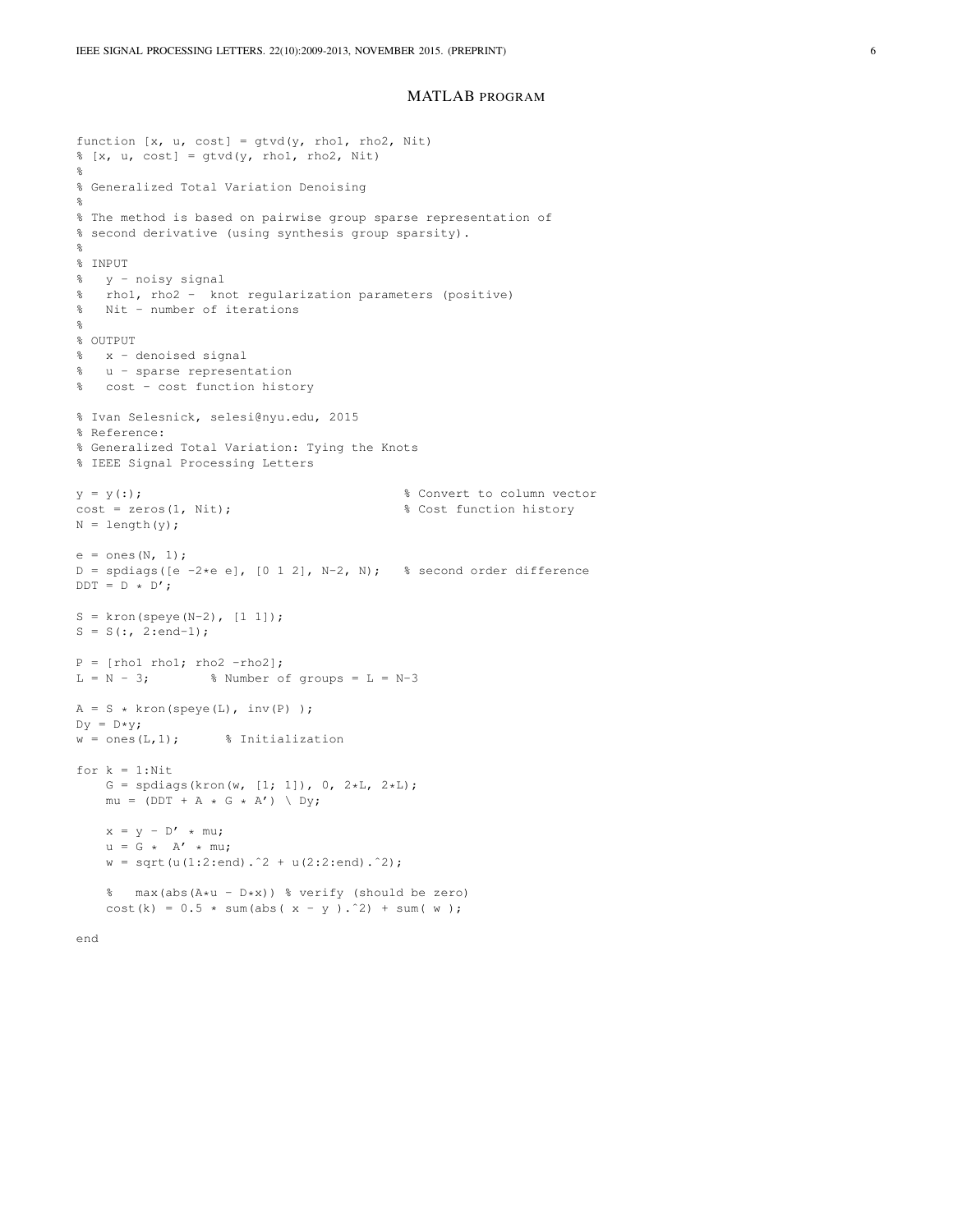## MATLAB PROGRAM

```
function [x, u, cost] = gtvd(y, rho1, rho2, Nit)
% [x, u, cost] = gtvd(y, rho1, rho2, Nit)
%
% Generalized Total Variation Denoising
%
% The method is based on pairwise group sparse representation of
% second derivative (using synthesis group sparsity).
%
% INPUT
%   y - noisy signal
%   rho1, rho2 -  knot regularization parameters (positive)
%   Nit - number of iterations
%
% OUTPUT
%   x - denoised signal
%   u - sparse representation
%   cost - cost function history

% Ivan Selesnick, selesi@nyu.edu, 2015
% Reference:
% Generalized Total Variation: Tying the Knots
% IEEE Signal Processing Letters

y = y(:);                                   % Convert to column vector
cost = zeros(1, Nit);                       % Cost function history
N = length(y);

e = ones(N, 1);
D = spdiags([e -2*e e], [0 1 2], N-2, N);   % second order difference
DDT = D * D';

S = kron(speye(N-2), [1 1]);
S = S(:, 2:end-1);

P = [rho1 rho1; rho2 -rho2];
L = N - 3;        % Number of groups = L = N-3

A = S * kron(speye(L), inv(P) );
Dy = D*y;
w = ones(L,1);      % Initialization

for k = 1:Nit
    G = spdiags(kron(w, [1; 1]), 0, 2*L, 2*L);
    mu = (DDT + A * G * A') \ Dy;

    x = y - D' * mu;
    u = G *  A' * mu;
    w = sqrt(u(1:2:end).^2 + u(2:2:end).^2);

    %   max(abs(A*u - D*x)) % verify (should be zero)
    cost(k) = 0.5 * sum(abs( x - y ).^2) + sum( w );

end
```